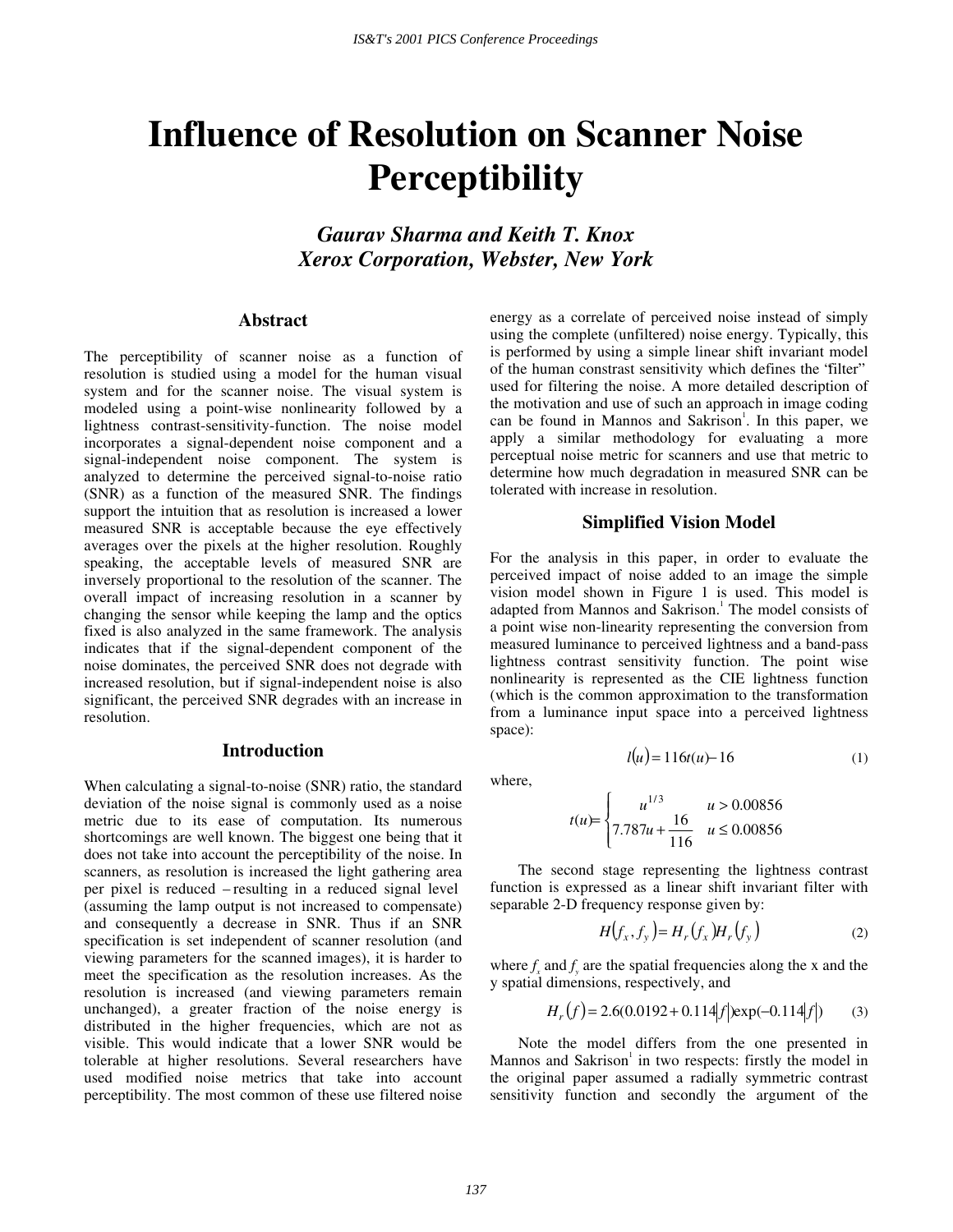# Influence of Resolution on Scanner Noise Perceptibility

***Gaurav Sharma and Keith T. Knox***
***Xerox Corporation, Webster, New York***

## Abstract

The perceptibility of scanner noise as a function of resolution is studied using a model for the human visual system and for the scanner noise. The visual system is modeled using a point-wise nonlinearity followed by a lightness contrast-sensitivity-function. The noise model incorporates a signal-dependent noise component and a signal-independent noise component. The system is analyzed to determine the perceived signal-to-noise ratio (SNR) as a function of the measured SNR. The findings support the intuition that as resolution is increased a lower measured SNR is acceptable because the eye effectively averages over the pixels at the higher resolution. Roughly speaking, the acceptable levels of measured SNR are inversely proportional to the resolution of the scanner. The overall impact of increasing resolution in a scanner by changing the sensor while keeping the lamp and the optics fixed is also analyzed in the same framework. The analysis indicates that if the signal-dependent component of the noise dominates, the perceived SNR does not degrade with increased resolution, but if signal-independent noise is also significant, the perceived SNR degrades with an increase in resolution.

## Introduction

When calculating a signal-to-noise (SNR) ratio, the standard deviation of the noise signal is commonly used as a noise metric due to its ease of computation. Its numerous shortcomings are well known. The biggest one being that it does not take into account the perceptibility of the noise. In scanners, as resolution is increased the light gathering area per pixel is reduced – resulting in a reduced signal level (assuming the lamp output is not increased to compensate) and consequently a decrease in SNR. Thus if an SNR specification is set independent of scanner resolution (and viewing parameters for the scanned images), it is harder to meet the specification as the resolution increases. As the resolution is increased (and viewing parameters remain unchanged), a greater fraction of the noise energy is distributed in the higher frequencies, which are not as visible. This would indicate that a lower SNR would be tolerable at higher resolutions. Several researchers have used modified noise metrics that take into account perceptibility. The most common of these use filtered noise energy as a correlate of perceived noise instead of simply using the complete (unfiltered) noise energy. Typically, this is performed by using a simple linear shift invariant model of the human constrast sensitivity which defines the 'filter" used for filtering the noise. A more detailed description of the motivation and use of such an approach in image coding can be found in Mannos and Sakrison[1]. In this paper, we apply a similar methodology for evaluating a more perceptual noise metric for scanners and use that metric to determine how much degradation in measured SNR can be tolerated with increase in resolution.

## Simplified Vision Model

For the analysis in this paper, in order to evaluate the perceived impact of noise added to an image the simple vision model shown in Figure 1 is used. This model is adapted from Mannos and Sakrison.[1] The model consists of a point wise non-linearity representing the conversion from measured luminance to perceived lightness and a band-pass lightness contrast sensitivity function. The point wise nonlinearity is represented as the CIE lightness function (which is the common approximation to the transformation from a luminance input space into a perceived lightness space):

$$l(u) = 116t(u) - 16 \tag{1}$$

where,

$$t(u) = \begin{cases} u^{1/3} & u > 0.00856 \\ 7.787u + \dfrac{16}{116} & u \leq 0.00856 \end{cases}$$

The second stage representing the lightness contrast function is expressed as a linear shift invariant filter with separable 2-D frequency response given by:

$$H(f_x, f_y) = H_r(f_x)H_r(f_y) \tag{2}$$

where $f_x$ and $f_y$ are the spatial frequencies along the x and the y spatial dimensions, respectively, and

$$H_r(f) = 2.6(0.0192 + 0.114|f|)\exp(-0.114|f|) \tag{3}$$

Note the model differs from the one presented in Mannos and Sakrison[1] in two respects: firstly the model in the original paper assumed a radially symmetric contrast sensitivity function and secondly the argument of the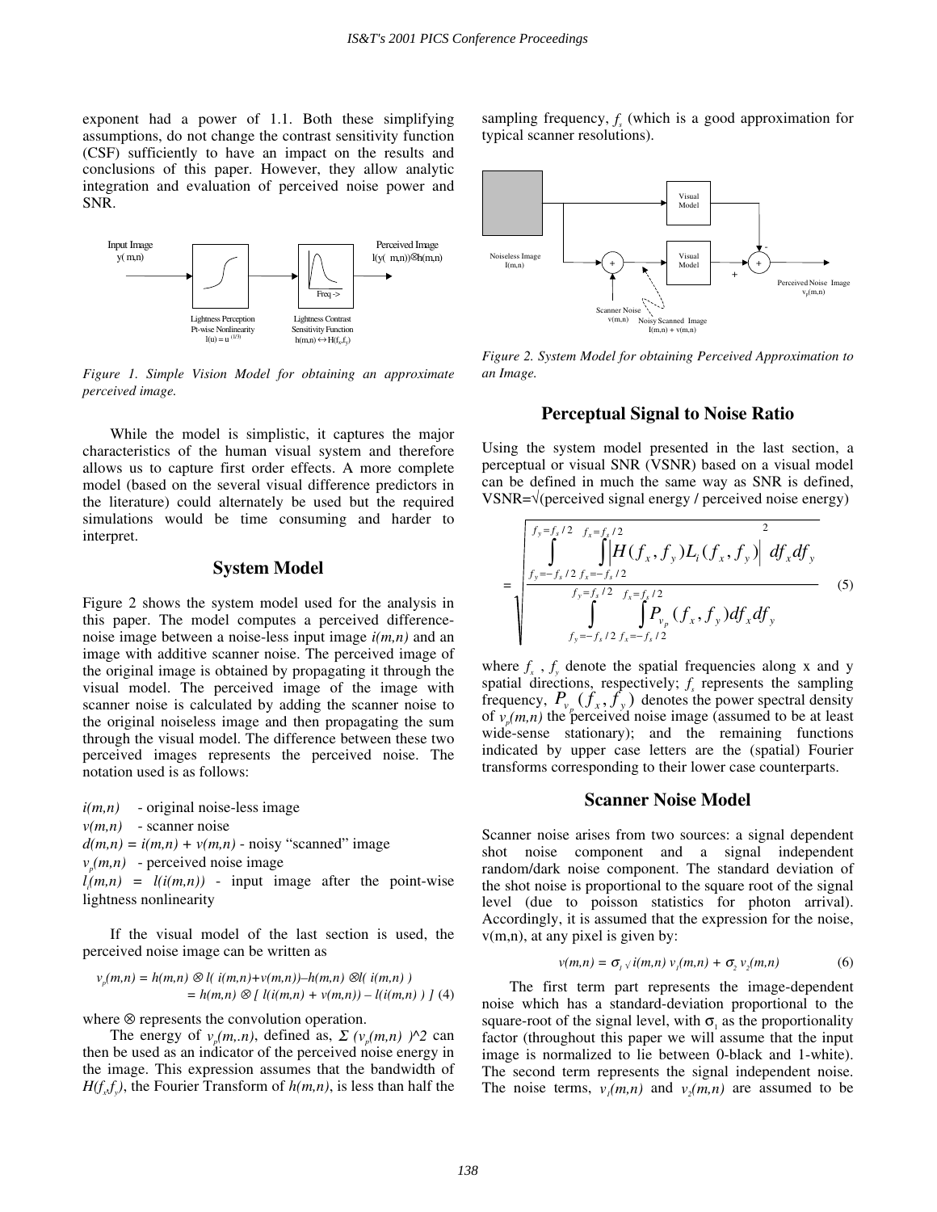exponent had a power of 1.1. Both these simplifying assumptions, do not change the contrast sensitivity function (CSF) sufficiently to have an impact on the results and conclusions of this paper. However, they allow analytic integration and evaluation of perceived noise power and SNR.

*Figure 1. Simple Vision Model for obtaining an approximate perceived image.*

While the model is simplistic, it captures the major characteristics of the human visual system and therefore allows us to capture first order effects. A more complete model (based on the several visual difference predictors in the literature) could alternately be used but the required simulations would be time consuming and harder to interpret.

## System Model

Figure 2 shows the system model used for the analysis in this paper. The model computes a perceived difference-noise image between a noise-less input image $i(m,n)$ and an image with additive scanner noise. The perceived image of the original image is obtained by propagating it through the visual model. The perceived image of the image with scanner noise is calculated by adding the scanner noise to the original noiseless image and then propagating the sum through the visual model. The difference between these two perceived images represents the perceived noise. The notation used is as follows:

$i(m,n)$ - original noise-less image
$v(m,n)$ - scanner noise
$d(m,n) = i(m,n) + v(m,n)$ - noisy "scanned" image
$v_p(m,n)$ - perceived noise image
$l_i(m,n) = l(i(m,n))$ - input image after the point-wise lightness nonlinearity

If the visual model of the last section is used, the perceived noise image can be written as

$$v_p(m,n) = h(m,n) \otimes l(\, i(m,n)+v(m,n)) - h(m,n) \otimes l(\, i(m,n)\,)$$
$$= h(m,n) \otimes [\, l(i(m,n) + v(m,n)) - l(i(m,n)\,)\,] \quad (4)$$

where $\otimes$ represents the convolution operation.

The energy of $v_p(m,n)$, defined as, $\Sigma\, (v_p(m,n)\,)^\wedge 2$ can then be used as an indicator of the perceived noise energy in the image. This expression assumes that the bandwidth of $H(f_x f_y)$, the Fourier Transform of $h(m,n)$, is less than half the sampling frequency, $f_s$ (which is a good approximation for typical scanner resolutions).

*Figure 2. System Model for obtaining Perceived Approximation to an Image.*

## Perceptual Signal to Noise Ratio

Using the system model presented in the last section, a perceptual or visual SNR (VSNR) based on a visual model can be defined in much the same way as SNR is defined, VSNR=√(perceived signal energy / perceived noise energy)

$$= \sqrt{\frac{\displaystyle\int_{f_y=-f_s/2}^{f_y=f_s/2} \int_{f_x=-f_s/2}^{f_x=f_s/2} \left| H(f_x, f_y) L_i(f_x, f_y) \right|^2 df_x df_y}{\displaystyle\int_{f_y=-f_s/2}^{f_y=f_s/2} \int_{f_x=-f_s/2}^{f_x=f_s/2} P_{v_p}(f_x, f_y) df_x df_y}} \quad (5)$$

where $f_x$ , $f_y$ denote the spatial frequencies along x and y spatial directions, respectively; $f_s$ represents the sampling frequency, $P_{v_p}(f_x, f_y)$ denotes the power spectral density of $v_p(m,n)$ the perceived noise image (assumed to be at least wide-sense stationary); and the remaining functions indicated by upper case letters are the (spatial) Fourier transforms corresponding to their lower case counterparts.

## Scanner Noise Model

Scanner noise arises from two sources: a signal dependent shot noise component and a signal independent random/dark noise component. The standard deviation of the shot noise is proportional to the square root of the signal level (due to poisson statistics for photon arrival). Accordingly, it is assumed that the expression for the noise, v(m,n), at any pixel is given by:

$$v(m,n) = \sigma_1 \sqrt{i(m,n)}\, v_1(m,n) + \sigma_2\, v_2(m,n) \quad (6)$$

The first term part represents the image-dependent noise which has a standard-deviation proportional to the square-root of the signal level, with $\sigma_1$ as the proportionality factor (throughout this paper we will assume that the input image is normalized to lie between 0-black and 1-white). The second term represents the signal independent noise. The noise terms, $v_1(m,n)$ and $v_2(m,n)$ are assumed to be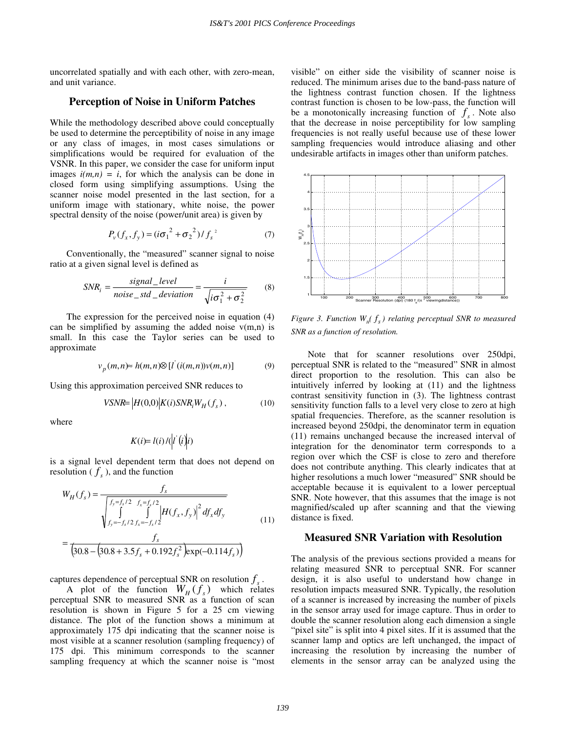uncorrelated spatially and with each other, with zero-mean, and unit variance.

## Perception of Noise in Uniform Patches

While the methodology described above could conceptually be used to determine the perceptibility of noise in any image or any class of images, in most cases simulations or simplifications would be required for evaluation of the VSNR. In this paper, we consider the case for uniform input images $i(m,n) = i$, for which the analysis can be done in closed form using simplifying assumptions. Using the scanner noise model presented in the last section, for a uniform image with stationary, white noise, the power spectral density of the noise (power/unit area) is given by

$$P_v(f_x, f_y) = (i\sigma_1^{\ 2} + \sigma_2^{\ 2}) / f_s^{\ 2} \qquad (7)$$

Conventionally, the "measured" scanner signal to noise ratio at a given signal level is defined as

$$SNR_i = \frac{signal\_level}{noise\_std\_deviation} = \frac{i}{\sqrt{i\sigma_1^2 + \sigma_2^2}} \qquad (8)$$

The expression for the perceived noise in equation (4) can be simplified by assuming the added noise v(m,n) is small. In this case the Taylor series can be used to approximate

$$v_p(m,n) \approx h(m,n) \otimes [l^{'}(i(m,n))v(m,n)] \qquad (9)$$

Using this approximation perceived SNR reduces to

$$VSNR = |H(0,0)| K(i) SNR_i W_H(f_s)\,, \qquad (10)$$

where

$$K(i) = l(i) / (|l^{'}(i)| i)$$

is a signal level dependent term that does not depend on resolution ($f_s$), and the function

$$W_H(f_s) = \frac{f_s}{\sqrt{\int_{f_y=-f_s/2}^{f_y=f_s/2} \int_{f_x=-f_s/2}^{f_x=f_s/2} |H(f_x,f_y)|^2 df_x df_y}}$$
$$= \frac{f_s}{\left(30.8 - \left(30.8 + 3.5 f_s + 0.192 f_s^2\right)\exp(-0.114 f_s)\right)} \qquad (11)$$

captures dependence of perceptual SNR on resolution $f_s$.

A plot of the function $W_H(f_s)$ which relates perceptual SNR to measured SNR as a function of scan resolution is shown in Figure 5 for a 25 cm viewing distance. The plot of the function shows a minimum at approximately 175 dpi indicating that the scanner noise is most visible at a scanner resolution (sampling frequency) of 175 dpi. This minimum corresponds to the scanner sampling frequency at which the scanner noise is "most visible" on either side the visibility of scanner noise is reduced. The minimum arises due to the band-pass nature of the lightness contrast function chosen. If the lightness contrast function is chosen to be low-pass, the function will be a monotonically increasing function of $f_s$. Note also that the decrease in noise perceptibility for low sampling frequencies is not really useful because use of these lower sampling frequencies would introduce aliasing and other undesirable artifacts in images other than uniform patches.

*Figure 3. Function $W_H(f_s)$ relating perceptual SNR to measured SNR as a function of resolution.*

Note that for scanner resolutions over 250dpi, perceptual SNR is related to the "measured" SNR in almost direct proportion to the resolution. This can also be intuitively inferred by looking at (11) and the lightness contrast sensitivity function in (3). The lightness contrast sensitivity function falls to a level very close to zero at high spatial frequencies. Therefore, as the scanner resolution is increased beyond 250dpi, the denominator term in equation (11) remains unchanged because the increased interval of integration for the denominator term corresponds to a region over which the CSF is close to zero and therefore does not contribute anything. This clearly indicates that at higher resolutions a much lower "measured" SNR should be acceptable because it is equivalent to a lower perceptual SNR. Note however, that this assumes that the image is not magnified/scaled up after scanning and that the viewing distance is fixed.

## Measured SNR Variation with Resolution

The analysis of the previous sections provided a means for relating measured SNR to perceptual SNR. For scanner design, it is also useful to understand how change in resolution impacts measured SNR. Typically, the resolution of a scanner is increased by increasing the number of pixels in the sensor array used for image capture. Thus in order to double the scanner resolution along each dimension a single "pixel site" is split into 4 pixel sites. If it is assumed that the scanner lamp and optics are left unchanged, the impact of increasing the resolution by increasing the number of elements in the sensor array can be analyzed using the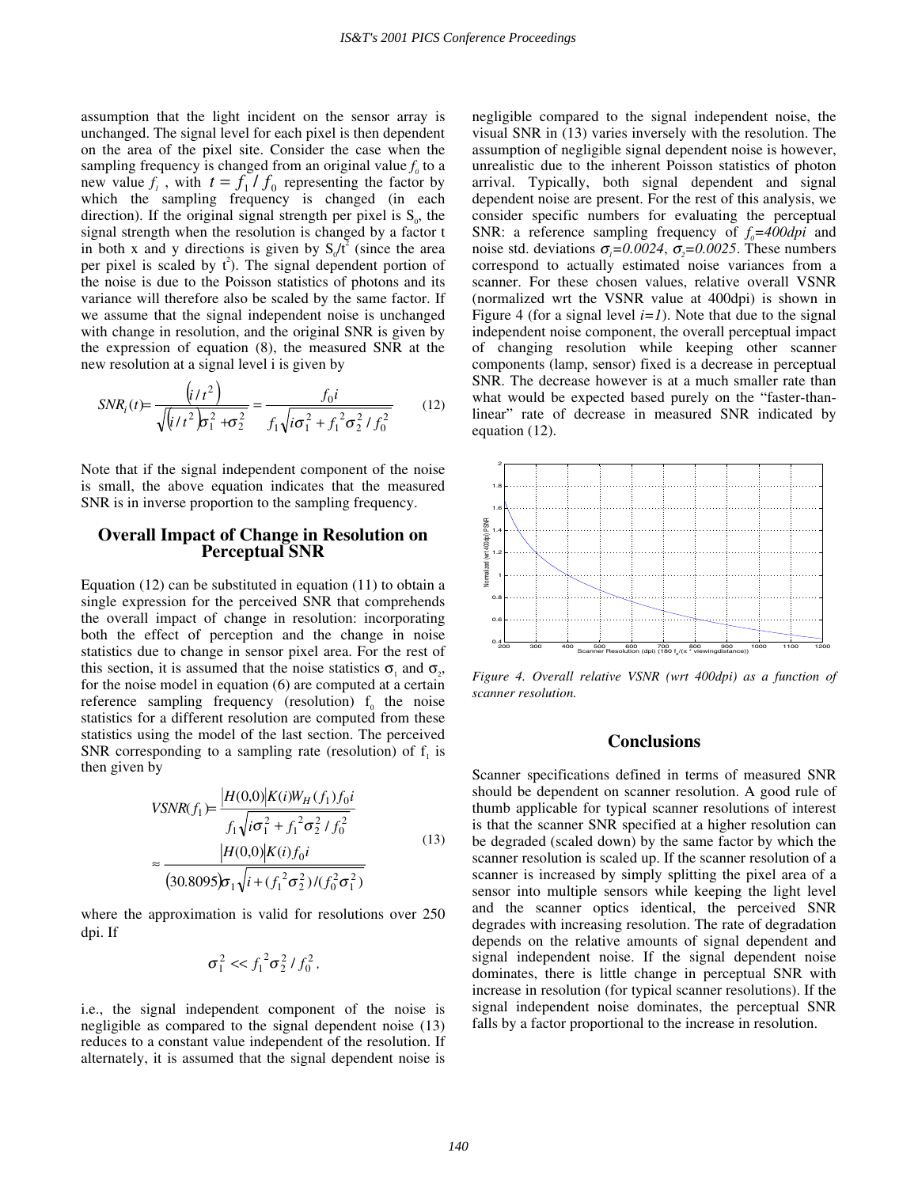assumption that the light incident on the sensor array is unchanged. The signal level for each pixel is then dependent on the area of the pixel site. Consider the case when the sampling frequency is changed from an original value $f_0$ to a new value $f_1$, with $t = f_1 / f_0$ representing the factor by which the sampling frequency is changed (in each direction). If the original signal strength per pixel is $S_0$, the signal strength when the resolution is changed by a factor t in both x and y directions is given by $S_0/t^2$ (since the area per pixel is scaled by $t^2$). The signal dependent portion of the noise is due to the Poisson statistics of photons and its variance will therefore also be scaled by the same factor. If we assume that the signal independent noise is unchanged with change in resolution, and the original SNR is given by the expression of equation (8), the measured SNR at the new resolution at a signal level i is given by

$$SNR_i(t) = \frac{\left(i/t^2\right)}{\sqrt{\left(i/t^2\right)\sigma_1^2 + \sigma_2^2}} = \frac{f_0 i}{f_1\sqrt{i\sigma_1^2 + f_1^2\sigma_2^2/f_0^2}} \qquad (12)$$

Note that if the signal independent component of the noise is small, the above equation indicates that the measured SNR is in inverse proportion to the sampling frequency.

## Overall Impact of Change in Resolution on Perceptual SNR

Equation (12) can be substituted in equation (11) to obtain a single expression for the perceived SNR that comprehends the overall impact of change in resolution: incorporating both the effect of perception and the change in noise statistics due to change in sensor pixel area. For the rest of this section, it is assumed that the noise statistics $\sigma_1$ and $\sigma_2$, for the noise model in equation (6) are computed at a certain reference sampling frequency (resolution) $f_0$ the noise statistics for a different resolution are computed from these statistics using the model of the last section. The perceived SNR corresponding to a sampling rate (resolution) of $f_1$ is then given by

$$VSNR(f_1) = \frac{|H(0,0)|K(i)W_H(f_1)f_0 i}{f_1\sqrt{i\sigma_1^2 + f_1^2\sigma_2^2/f_0^2}}$$
$$\approx \frac{|H(0,0)|K(i)f_0 i}{(30.8095)\sigma_1\sqrt{i + (f_1^2\sigma_2^2)/(f_0^2\sigma_1^2)}} \qquad (13)$$

where the approximation is valid for resolutions over 250 dpi. If

$$\sigma_1^2 << f_1^2\sigma_2^2/f_0^2,$$

i.e., the signal independent component of the noise is negligible as compared to the signal dependent noise (13) reduces to a constant value independent of the resolution. If alternately, it is assumed that the signal dependent noise is negligible compared to the signal independent noise, the visual SNR in (13) varies inversely with the resolution. The assumption of negligible signal dependent noise is however, unrealistic due to the inherent Poisson statistics of photon arrival. Typically, both signal dependent and signal dependent noise are present. For the rest of this analysis, we consider specific numbers for evaluating the perceptual SNR: a reference sampling frequency of $f_0=400dpi$ and noise std. deviations $\sigma_1=0.0024$, $\sigma_2=0.0025$. These numbers correspond to actually estimated noise variances from a scanner. For these chosen values, relative overall VSNR (normalized wrt the VSNR value at 400dpi) is shown in Figure 4 (for a signal level $i=1$). Note that due to the signal independent noise component, the overall perceptual impact of changing resolution while keeping other scanner components (lamp, sensor) fixed is a decrease in perceptual SNR. The decrease however is at a much smaller rate than what would be expected based purely on the "faster-than-linear" rate of decrease in measured SNR indicated by equation (12).

*Figure 4. Overall relative VSNR (wrt 400dpi) as a function of scanner resolution.*

## Conclusions

Scanner specifications defined in terms of measured SNR should be dependent on scanner resolution. A good rule of thumb applicable for typical scanner resolutions of interest is that the scanner SNR specified at a higher resolution can be degraded (scaled down) by the same factor by which the scanner resolution is scaled up. If the scanner resolution of a scanner is increased by simply splitting the pixel area of a sensor into multiple sensors while keeping the light level and the scanner optics identical, the perceived SNR degrades with increasing resolution. The rate of degradation depends on the relative amounts of signal dependent and signal independent noise. If the signal dependent noise dominates, there is little change in perceptual SNR with increase in resolution (for typical scanner resolutions). If the signal independent noise dominates, the perceptual SNR falls by a factor proportional to the increase in resolution.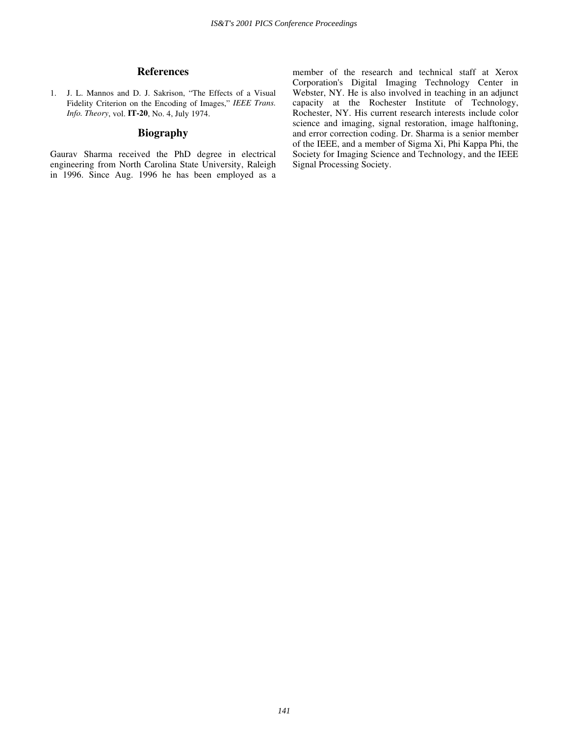## References

1. J. L. Mannos and D. J. Sakrison, "The Effects of a Visual Fidelity Criterion on the Encoding of Images," *IEEE Trans. Info. Theory*, vol. **IT-20**, No. 4, July 1974.

## Biography

Gaurav Sharma received the PhD degree in electrical engineering from North Carolina State University, Raleigh in 1996. Since Aug. 1996 he has been employed as a member of the research and technical staff at Xerox Corporation's Digital Imaging Technology Center in Webster, NY. He is also involved in teaching in an adjunct capacity at the Rochester Institute of Technology, Rochester, NY. His current research interests include color science and imaging, signal restoration, image halftoning, and error correction coding. Dr. Sharma is a senior member of the IEEE, and a member of Sigma Xi, Phi Kappa Phi, the Society for Imaging Science and Technology, and the IEEE Signal Processing Society.